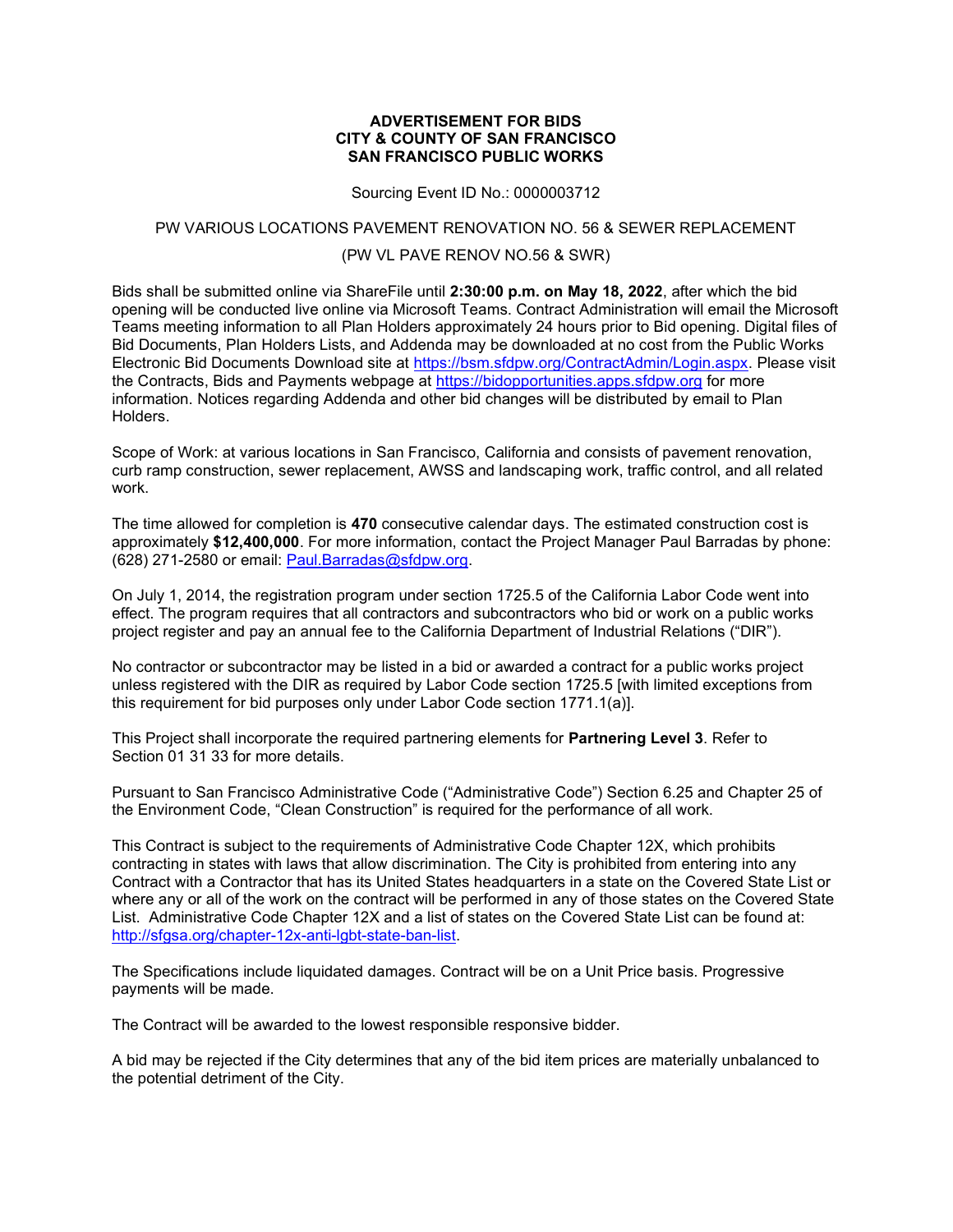# ADVERTISEMENT FOR BIDS
# CITY & COUNTY OF SAN FRANCISCO
# SAN FRANCISCO PUBLIC WORKS

Sourcing Event ID No.: 0000003712

PW VARIOUS LOCATIONS PAVEMENT RENOVATION NO. 56 & SEWER REPLACEMENT

(PW VL PAVE RENOV NO.56 & SWR)

Bids shall be submitted online via ShareFile until **2:30:00 p.m. on May 18, 2022**, after which the bid opening will be conducted live online via Microsoft Teams. Contract Administration will email the Microsoft Teams meeting information to all Plan Holders approximately 24 hours prior to Bid opening. Digital files of Bid Documents, Plan Holders Lists, and Addenda may be downloaded at no cost from the Public Works Electronic Bid Documents Download site at https://bsm.sfdpw.org/ContractAdmin/Login.aspx. Please visit the Contracts, Bids and Payments webpage at https://bidopportunities.apps.sfdpw.org for more information. Notices regarding Addenda and other bid changes will be distributed by email to Plan Holders.

Scope of Work: at various locations in San Francisco, California and consists of pavement renovation, curb ramp construction, sewer replacement, AWSS and landscaping work, traffic control, and all related work.

The time allowed for completion is **470** consecutive calendar days. The estimated construction cost is approximately **$12,400,000**. For more information, contact the Project Manager Paul Barradas by phone: (628) 271-2580 or email: Paul.Barradas@sfdpw.org.

On July 1, 2014, the registration program under section 1725.5 of the California Labor Code went into effect. The program requires that all contractors and subcontractors who bid or work on a public works project register and pay an annual fee to the California Department of Industrial Relations ("DIR").

No contractor or subcontractor may be listed in a bid or awarded a contract for a public works project unless registered with the DIR as required by Labor Code section 1725.5 [with limited exceptions from this requirement for bid purposes only under Labor Code section 1771.1(a)].

This Project shall incorporate the required partnering elements for **Partnering Level 3**. Refer to Section 01 31 33 for more details.

Pursuant to San Francisco Administrative Code ("Administrative Code") Section 6.25 and Chapter 25 of the Environment Code, "Clean Construction" is required for the performance of all work.

This Contract is subject to the requirements of Administrative Code Chapter 12X, which prohibits contracting in states with laws that allow discrimination. The City is prohibited from entering into any Contract with a Contractor that has its United States headquarters in a state on the Covered State List or where any or all of the work on the contract will be performed in any of those states on the Covered State List. Administrative Code Chapter 12X and a list of states on the Covered State List can be found at: http://sfgsa.org/chapter-12x-anti-lgbt-state-ban-list.

The Specifications include liquidated damages. Contract will be on a Unit Price basis. Progressive payments will be made.

The Contract will be awarded to the lowest responsible responsive bidder.

A bid may be rejected if the City determines that any of the bid item prices are materially unbalanced to the potential detriment of the City.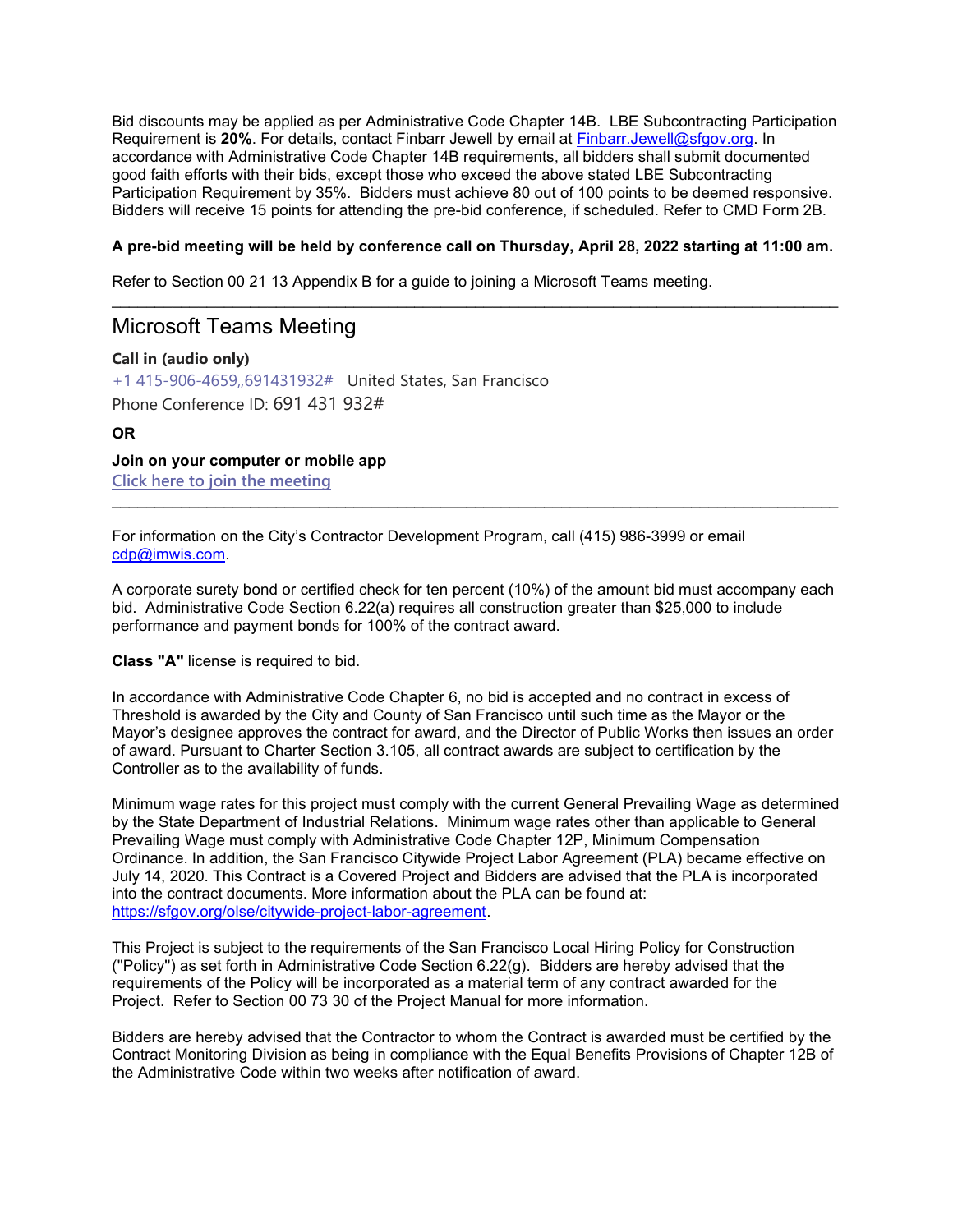Bid discounts may be applied as per Administrative Code Chapter 14B. LBE Subcontracting Participation Requirement is **20%**. For details, contact Finbarr Jewell by email at Finbarr.Jewell@sfgov.org. In accordance with Administrative Code Chapter 14B requirements, all bidders shall submit documented good faith efforts with their bids, except those who exceed the above stated LBE Subcontracting Participation Requirement by 35%. Bidders must achieve 80 out of 100 points to be deemed responsive. Bidders will receive 15 points for attending the pre-bid conference, if scheduled. Refer to CMD Form 2B.

**A pre-bid meeting will be held by conference call on Thursday, April 28, 2022 starting at 11:00 am.**

Refer to Section 00 21 13 Appendix B for a guide to joining a Microsoft Teams meeting.

---

## Microsoft Teams Meeting

**Call in (audio only)**

+1 415-906-4659,,691431932#   United States, San Francisco

Phone Conference ID: 691 431 932#

**OR**

**Join on your computer or mobile app**

**Click here to join the meeting**

---

For information on the City's Contractor Development Program, call (415) 986-3999 or email cdp@imwis.com.

A corporate surety bond or certified check for ten percent (10%) of the amount bid must accompany each bid. Administrative Code Section 6.22(a) requires all construction greater than $25,000 to include performance and payment bonds for 100% of the contract award.

**Class "A"** license is required to bid.

In accordance with Administrative Code Chapter 6, no bid is accepted and no contract in excess of Threshold is awarded by the City and County of San Francisco until such time as the Mayor or the Mayor's designee approves the contract for award, and the Director of Public Works then issues an order of award. Pursuant to Charter Section 3.105, all contract awards are subject to certification by the Controller as to the availability of funds.

Minimum wage rates for this project must comply with the current General Prevailing Wage as determined by the State Department of Industrial Relations. Minimum wage rates other than applicable to General Prevailing Wage must comply with Administrative Code Chapter 12P, Minimum Compensation Ordinance. In addition, the San Francisco Citywide Project Labor Agreement (PLA) became effective on July 14, 2020. This Contract is a Covered Project and Bidders are advised that the PLA is incorporated into the contract documents. More information about the PLA can be found at: https://sfgov.org/olse/citywide-project-labor-agreement.

This Project is subject to the requirements of the San Francisco Local Hiring Policy for Construction ("Policy") as set forth in Administrative Code Section 6.22(g). Bidders are hereby advised that the requirements of the Policy will be incorporated as a material term of any contract awarded for the Project. Refer to Section 00 73 30 of the Project Manual for more information.

Bidders are hereby advised that the Contractor to whom the Contract is awarded must be certified by the Contract Monitoring Division as being in compliance with the Equal Benefits Provisions of Chapter 12B of the Administrative Code within two weeks after notification of award.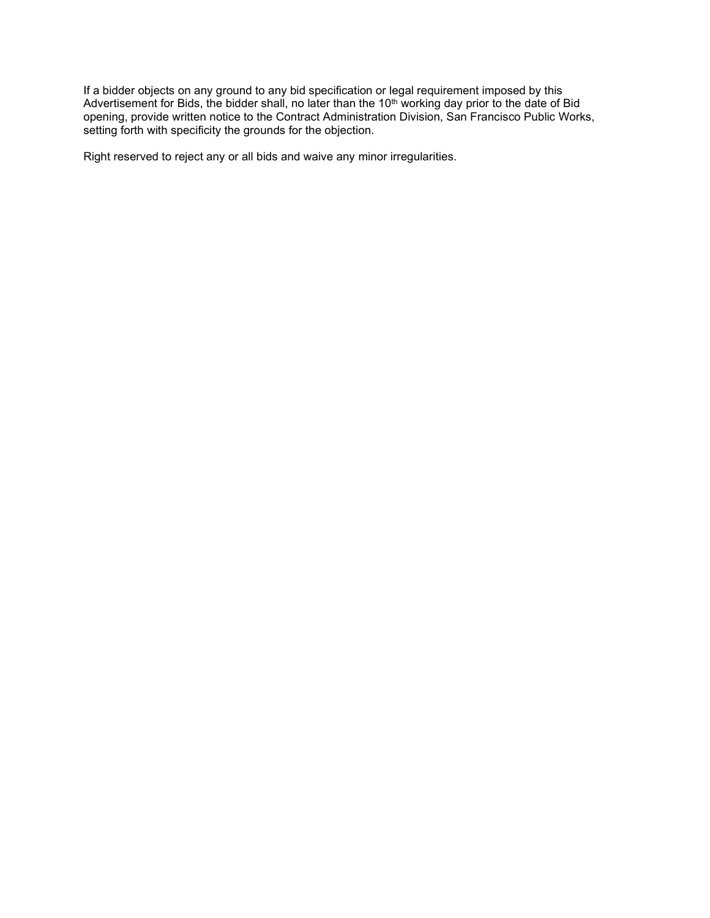If a bidder objects on any ground to any bid specification or legal requirement imposed by this Advertisement for Bids, the bidder shall, no later than the 10th working day prior to the date of Bid opening, provide written notice to the Contract Administration Division, San Francisco Public Works, setting forth with specificity the grounds for the objection.

Right reserved to reject any or all bids and waive any minor irregularities.